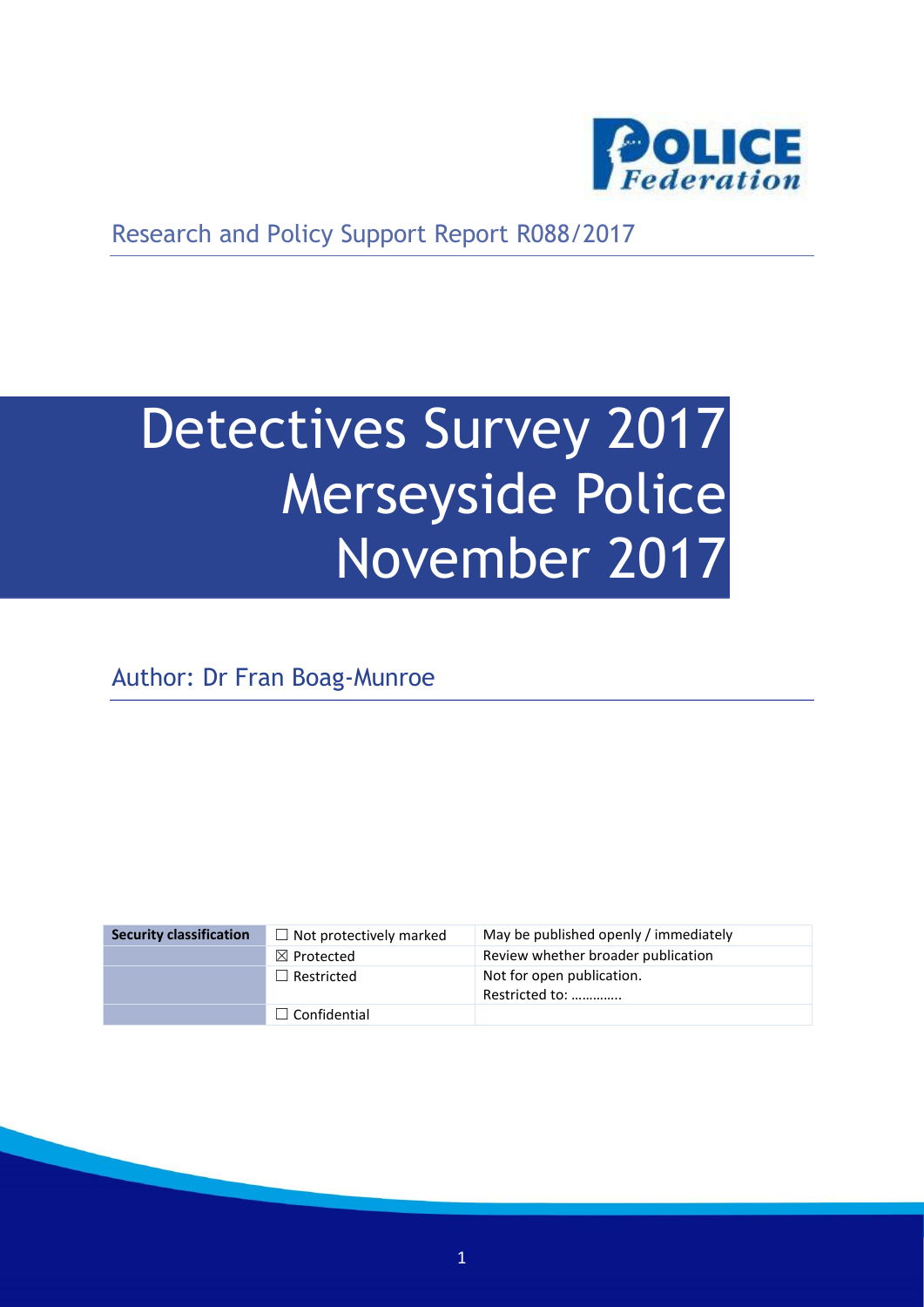Research and Policy Support Report R088/2017

# Detectives Survey 2017 Merseyside Police November 2017

Author: Dr Fran Boag-Munroe

| Security classification | ☐ Not protectively marked | May be published openly / immediately |
|---|---|---|
| | ☒ Protected | Review whether broader publication |
| | ☐ Restricted | Not for open publication. Restricted to: ………….. |
| | ☐ Confidential | |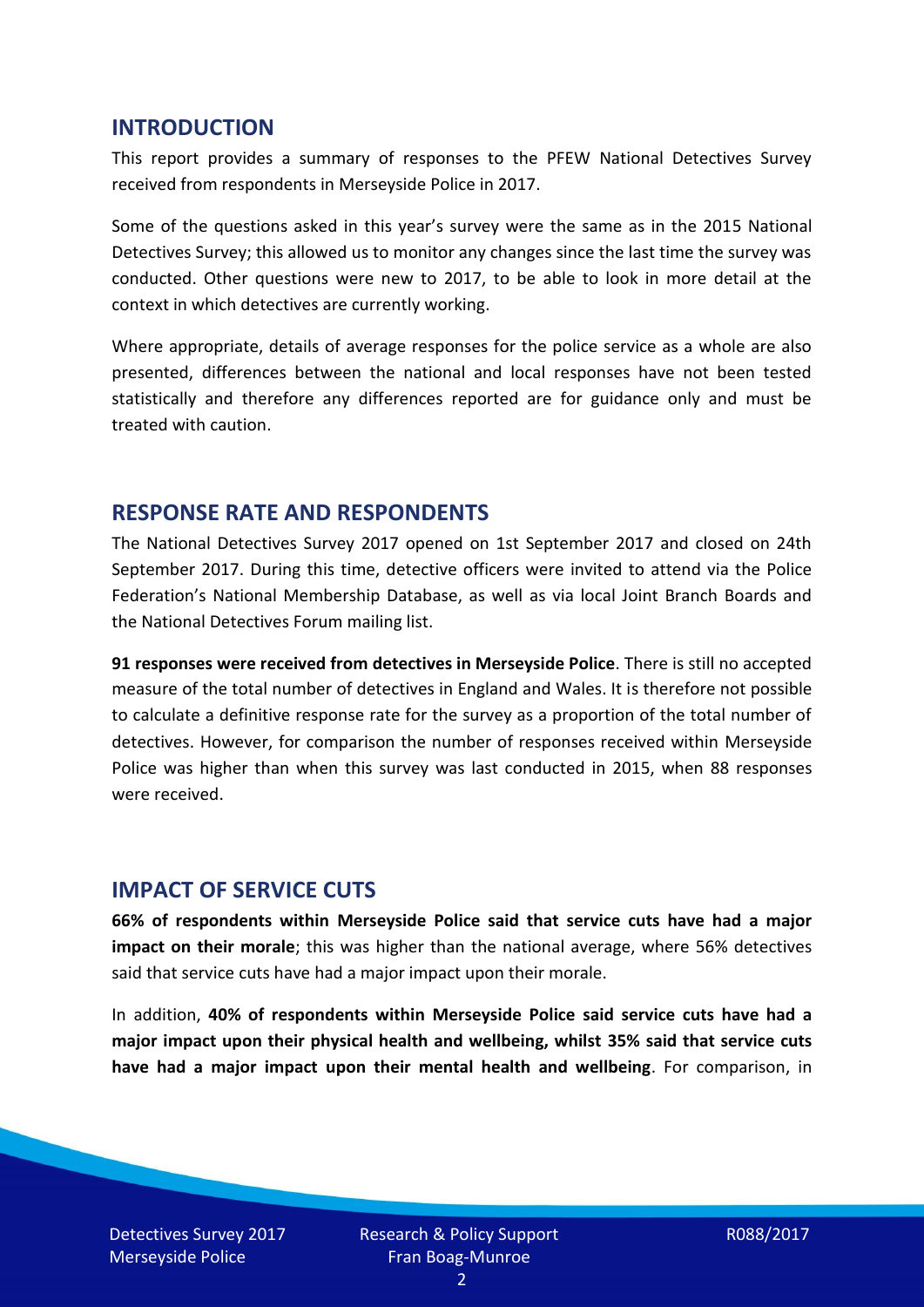## INTRODUCTION

This report provides a summary of responses to the PFEW National Detectives Survey received from respondents in Merseyside Police in 2017.

Some of the questions asked in this year's survey were the same as in the 2015 National Detectives Survey; this allowed us to monitor any changes since the last time the survey was conducted. Other questions were new to 2017, to be able to look in more detail at the context in which detectives are currently working.

Where appropriate, details of average responses for the police service as a whole are also presented, differences between the national and local responses have not been tested statistically and therefore any differences reported are for guidance only and must be treated with caution.

## RESPONSE RATE AND RESPONDENTS

The National Detectives Survey 2017 opened on 1st September 2017 and closed on 24th September 2017. During this time, detective officers were invited to attend via the Police Federation's National Membership Database, as well as via local Joint Branch Boards and the National Detectives Forum mailing list.

**91 responses were received from detectives in Merseyside Police**. There is still no accepted measure of the total number of detectives in England and Wales. It is therefore not possible to calculate a definitive response rate for the survey as a proportion of the total number of detectives. However, for comparison the number of responses received within Merseyside Police was higher than when this survey was last conducted in 2015, when 88 responses were received.

## IMPACT OF SERVICE CUTS

**66% of respondents within Merseyside Police said that service cuts have had a major impact on their morale**; this was higher than the national average, where 56% detectives said that service cuts have had a major impact upon their morale.

In addition, **40% of respondents within Merseyside Police said service cuts have had a major impact upon their physical health and wellbeing, whilst 35% said that service cuts have had a major impact upon their mental health and wellbeing**. For comparison, in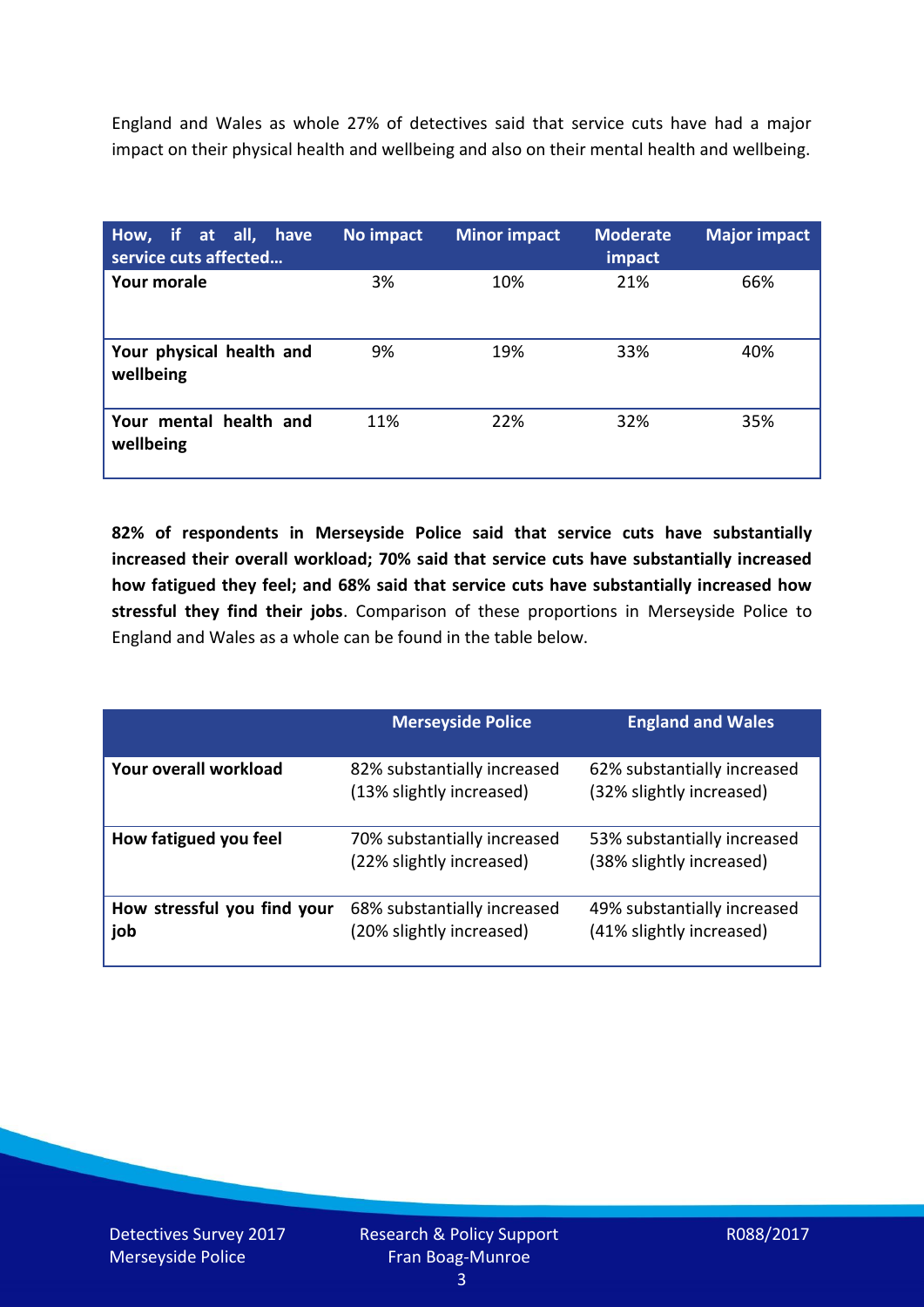England and Wales as whole 27% of detectives said that service cuts have had a major impact on their physical health and wellbeing and also on their mental health and wellbeing.

| How, if at all, have service cuts affected… | No impact | Minor impact | Moderate impact | Major impact |
|---|---|---|---|---|
| **Your morale** | 3% | 10% | 21% | 66% |
| **Your physical health and wellbeing** | 9% | 19% | 33% | 40% |
| **Your mental health and wellbeing** | 11% | 22% | 32% | 35% |

**82% of respondents in Merseyside Police said that service cuts have substantially increased their overall workload; 70% said that service cuts have substantially increased how fatigued they feel; and 68% said that service cuts have substantially increased how stressful they find their jobs**. Comparison of these proportions in Merseyside Police to England and Wales as a whole can be found in the table below.

| | Merseyside Police | England and Wales |
|---|---|---|
| **Your overall workload** | 82% substantially increased (13% slightly increased) | 62% substantially increased (32% slightly increased) |
| **How fatigued you feel** | 70% substantially increased (22% slightly increased) | 53% substantially increased (38% slightly increased) |
| **How stressful you find your job** | 68% substantially increased (20% slightly increased) | 49% substantially increased (41% slightly increased) |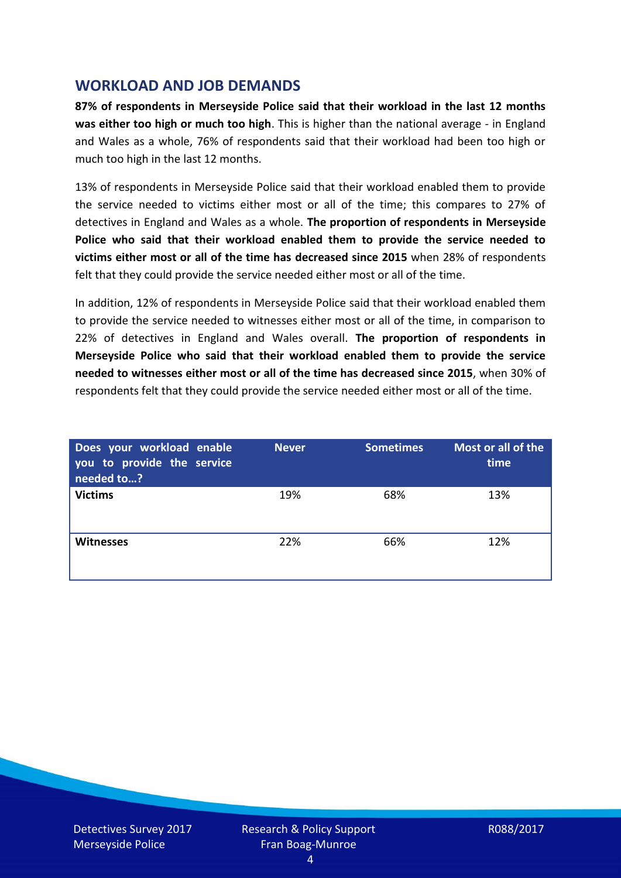## WORKLOAD AND JOB DEMANDS

**87% of respondents in Merseyside Police said that their workload in the last 12 months was either too high or much too high**. This is higher than the national average - in England and Wales as a whole, 76% of respondents said that their workload had been too high or much too high in the last 12 months.

13% of respondents in Merseyside Police said that their workload enabled them to provide the service needed to victims either most or all of the time; this compares to 27% of detectives in England and Wales as a whole. **The proportion of respondents in Merseyside Police who said that their workload enabled them to provide the service needed to victims either most or all of the time has decreased since 2015** when 28% of respondents felt that they could provide the service needed either most or all of the time.

In addition, 12% of respondents in Merseyside Police said that their workload enabled them to provide the service needed to witnesses either most or all of the time, in comparison to 22% of detectives in England and Wales overall. **The proportion of respondents in Merseyside Police who said that their workload enabled them to provide the service needed to witnesses either most or all of the time has decreased since 2015**, when 30% of respondents felt that they could provide the service needed either most or all of the time.

| Does your workload enable you to provide the service needed to…? | Never | Sometimes | Most or all of the time |
|---|---|---|---|
| **Victims** | 19% | 68% | 13% |
| **Witnesses** | 22% | 66% | 12% |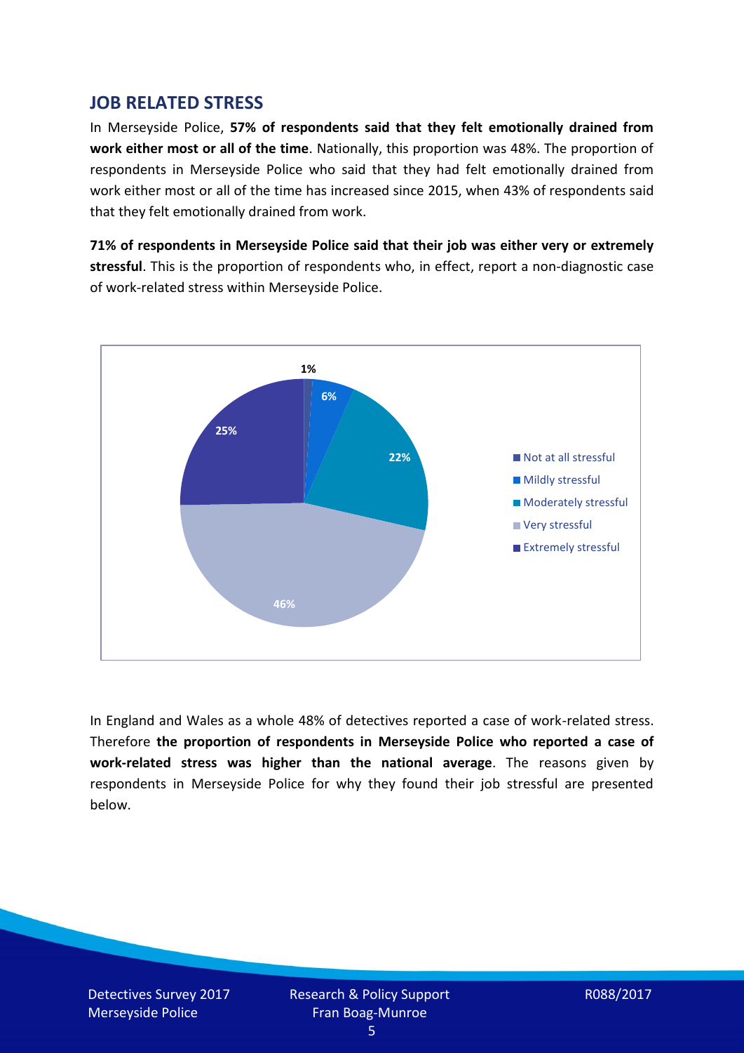## JOB RELATED STRESS

In Merseyside Police, **57% of respondents said that they felt emotionally drained from work either most or all of the time**. Nationally, this proportion was 48%. The proportion of respondents in Merseyside Police who said that they had felt emotionally drained from work either most or all of the time has increased since 2015, when 43% of respondents said that they felt emotionally drained from work.

**71% of respondents in Merseyside Police said that their job was either very or extremely stressful**. This is the proportion of respondents who, in effect, report a non-diagnostic case of work-related stress within Merseyside Police.

In England and Wales as a whole 48% of detectives reported a case of work-related stress. Therefore **the proportion of respondents in Merseyside Police who reported a case of work-related stress was higher than the national average**. The reasons given by respondents in Merseyside Police for why they found their job stressful are presented below.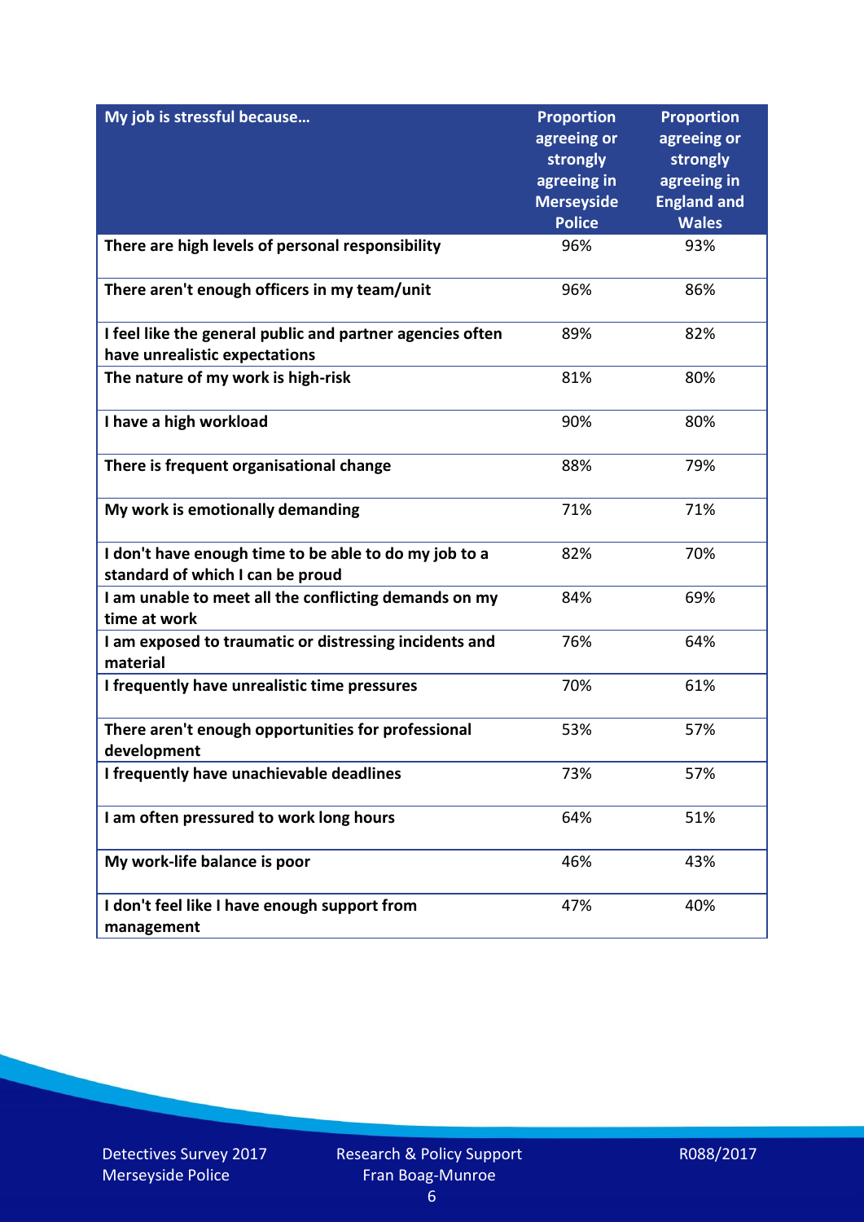| My job is stressful because… | Proportion agreeing or strongly agreeing in Merseyside Police | Proportion agreeing or strongly agreeing in England and Wales |
|---|---|---|
| There are high levels of personal responsibility | 96% | 93% |
| There aren't enough officers in my team/unit | 96% | 86% |
| I feel like the general public and partner agencies often have unrealistic expectations | 89% | 82% |
| The nature of my work is high-risk | 81% | 80% |
| I have a high workload | 90% | 80% |
| There is frequent organisational change | 88% | 79% |
| My work is emotionally demanding | 71% | 71% |
| I don't have enough time to be able to do my job to a standard of which I can be proud | 82% | 70% |
| I am unable to meet all the conflicting demands on my time at work | 84% | 69% |
| I am exposed to traumatic or distressing incidents and material | 76% | 64% |
| I frequently have unrealistic time pressures | 70% | 61% |
| There aren't enough opportunities for professional development | 53% | 57% |
| I frequently have unachievable deadlines | 73% | 57% |
| I am often pressured to work long hours | 64% | 51% |
| My work-life balance is poor | 46% | 43% |
| I don't feel like I have enough support from management | 47% | 40% |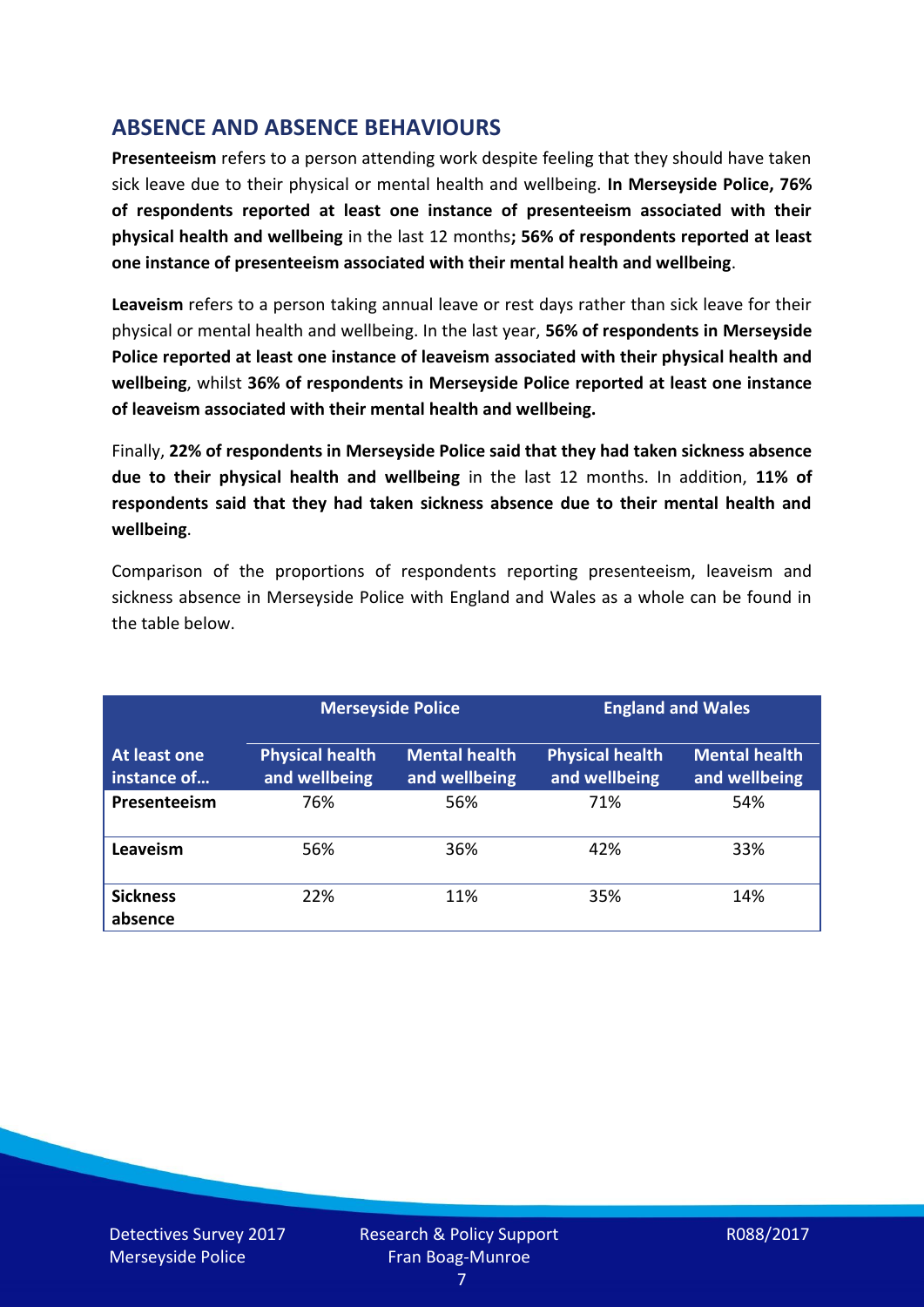## ABSENCE AND ABSENCE BEHAVIOURS

**Presenteeism** refers to a person attending work despite feeling that they should have taken sick leave due to their physical or mental health and wellbeing. **In Merseyside Police, 76% of respondents reported at least one instance of presenteeism associated with their physical health and wellbeing** in the last 12 months**; 56% of respondents reported at least one instance of presenteeism associated with their mental health and wellbeing**.

**Leaveism** refers to a person taking annual leave or rest days rather than sick leave for their physical or mental health and wellbeing. In the last year, **56% of respondents in Merseyside Police reported at least one instance of leaveism associated with their physical health and wellbeing**, whilst **36% of respondents in Merseyside Police reported at least one instance of leaveism associated with their mental health and wellbeing.**

Finally, **22% of respondents in Merseyside Police said that they had taken sickness absence due to their physical health and wellbeing** in the last 12 months. In addition, **11% of respondents said that they had taken sickness absence due to their mental health and wellbeing**.

Comparison of the proportions of respondents reporting presenteeism, leaveism and sickness absence in Merseyside Police with England and Wales as a whole can be found in the table below.

| | Merseyside Police | | England and Wales | |
|---|---|---|---|---|
| **At least one instance of…** | **Physical health and wellbeing** | **Mental health and wellbeing** | **Physical health and wellbeing** | **Mental health and wellbeing** |
| **Presenteeism** | 76% | 56% | 71% | 54% |
| **Leaveism** | 56% | 36% | 42% | 33% |
| **Sickness absence** | 22% | 11% | 35% | 14% |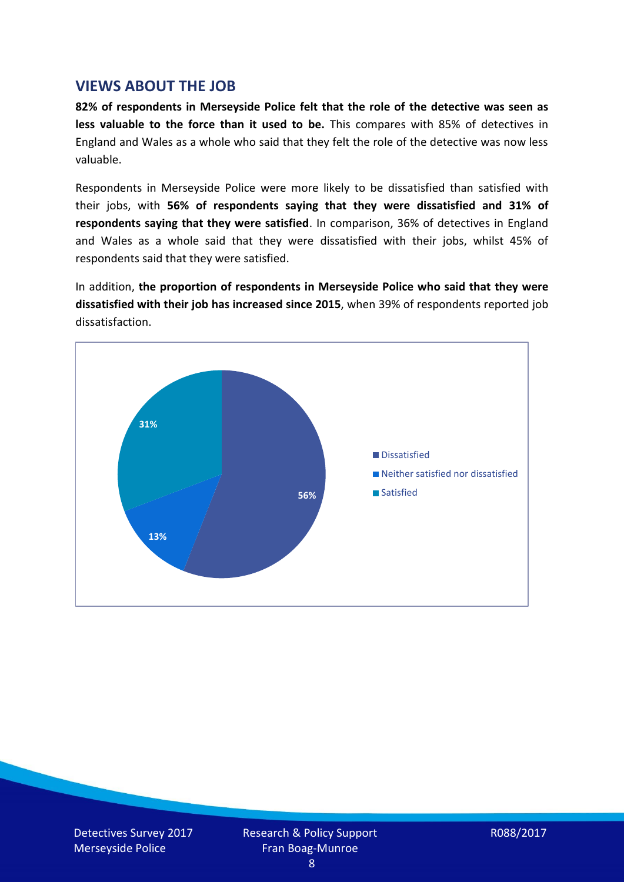## VIEWS ABOUT THE JOB

**82% of respondents in Merseyside Police felt that the role of the detective was seen as less valuable to the force than it used to be.** This compares with 85% of detectives in England and Wales as a whole who said that they felt the role of the detective was now less valuable.

Respondents in Merseyside Police were more likely to be dissatisfied than satisfied with their jobs, with **56% of respondents saying that they were dissatisfied and 31% of respondents saying that they were satisfied**. In comparison, 36% of detectives in England and Wales as a whole said that they were dissatisfied with their jobs, whilst 45% of respondents said that they were satisfied.

In addition, **the proportion of respondents in Merseyside Police who said that they were dissatisfied with their job has increased since 2015**, when 39% of respondents reported job dissatisfaction.

| Response | Percentage |
| --- | --- |
| Dissatisfied | 56% |
| Neither satisfied nor dissatisfied | 13% |
| Satisfied | 31% |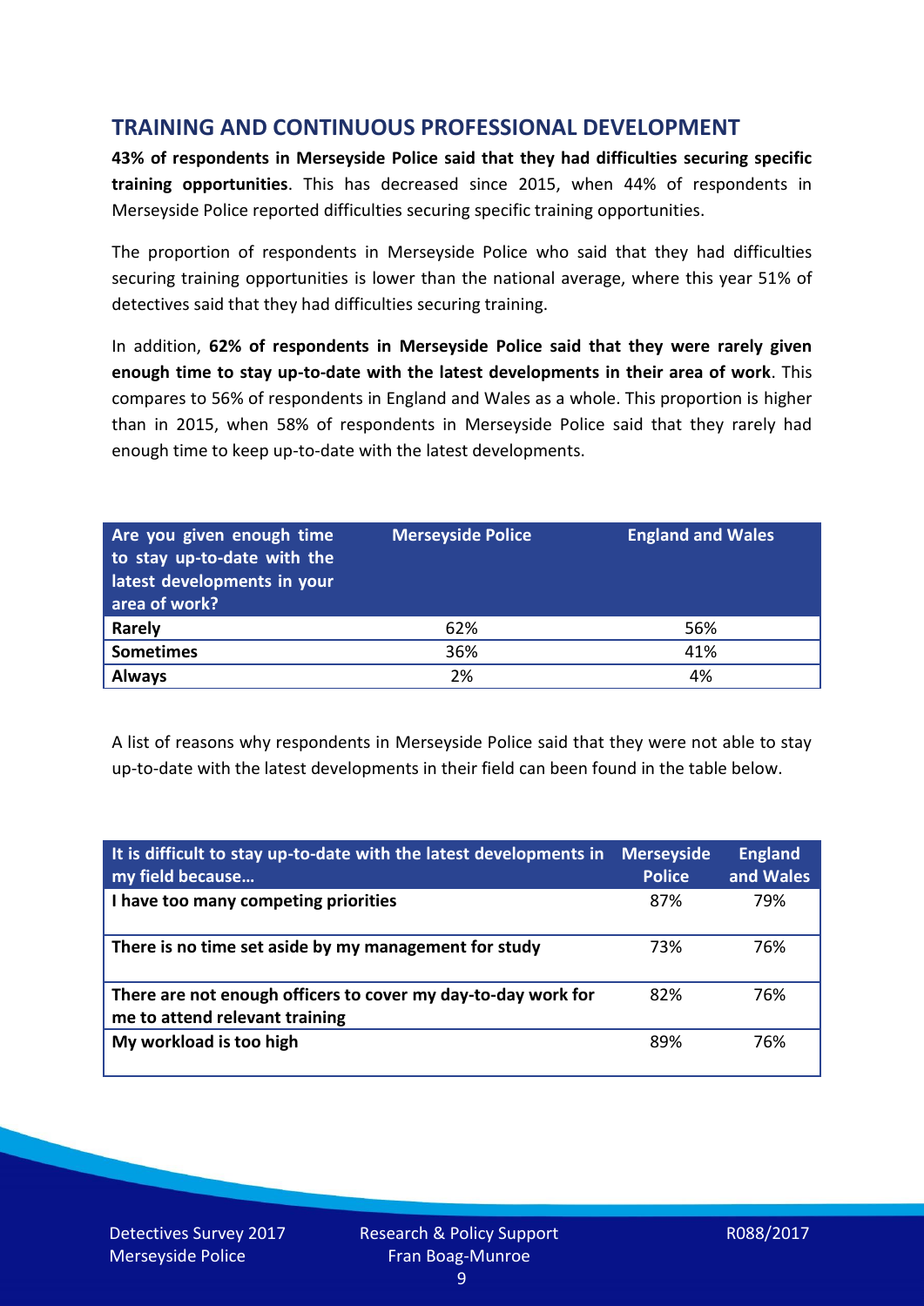## TRAINING AND CONTINUOUS PROFESSIONAL DEVELOPMENT

**43% of respondents in Merseyside Police said that they had difficulties securing specific training opportunities**. This has decreased since 2015, when 44% of respondents in Merseyside Police reported difficulties securing specific training opportunities.

The proportion of respondents in Merseyside Police who said that they had difficulties securing training opportunities is lower than the national average, where this year 51% of detectives said that they had difficulties securing training.

In addition, **62% of respondents in Merseyside Police said that they were rarely given enough time to stay up-to-date with the latest developments in their area of work**. This compares to 56% of respondents in England and Wales as a whole. This proportion is higher than in 2015, when 58% of respondents in Merseyside Police said that they rarely had enough time to keep up-to-date with the latest developments.

| Are you given enough time to stay up-to-date with the latest developments in your area of work? | Merseyside Police | England and Wales |
|---|---|---|
| **Rarely** | 62% | 56% |
| **Sometimes** | 36% | 41% |
| **Always** | 2% | 4% |

A list of reasons why respondents in Merseyside Police said that they were not able to stay up-to-date with the latest developments in their field can been found in the table below.

| It is difficult to stay up-to-date with the latest developments in my field because… | Merseyside Police | England and Wales |
|---|---|---|
| **I have too many competing priorities** | 87% | 79% |
| **There is no time set aside by my management for study** | 73% | 76% |
| **There are not enough officers to cover my day-to-day work for me to attend relevant training** | 82% | 76% |
| **My workload is too high** | 89% | 76% |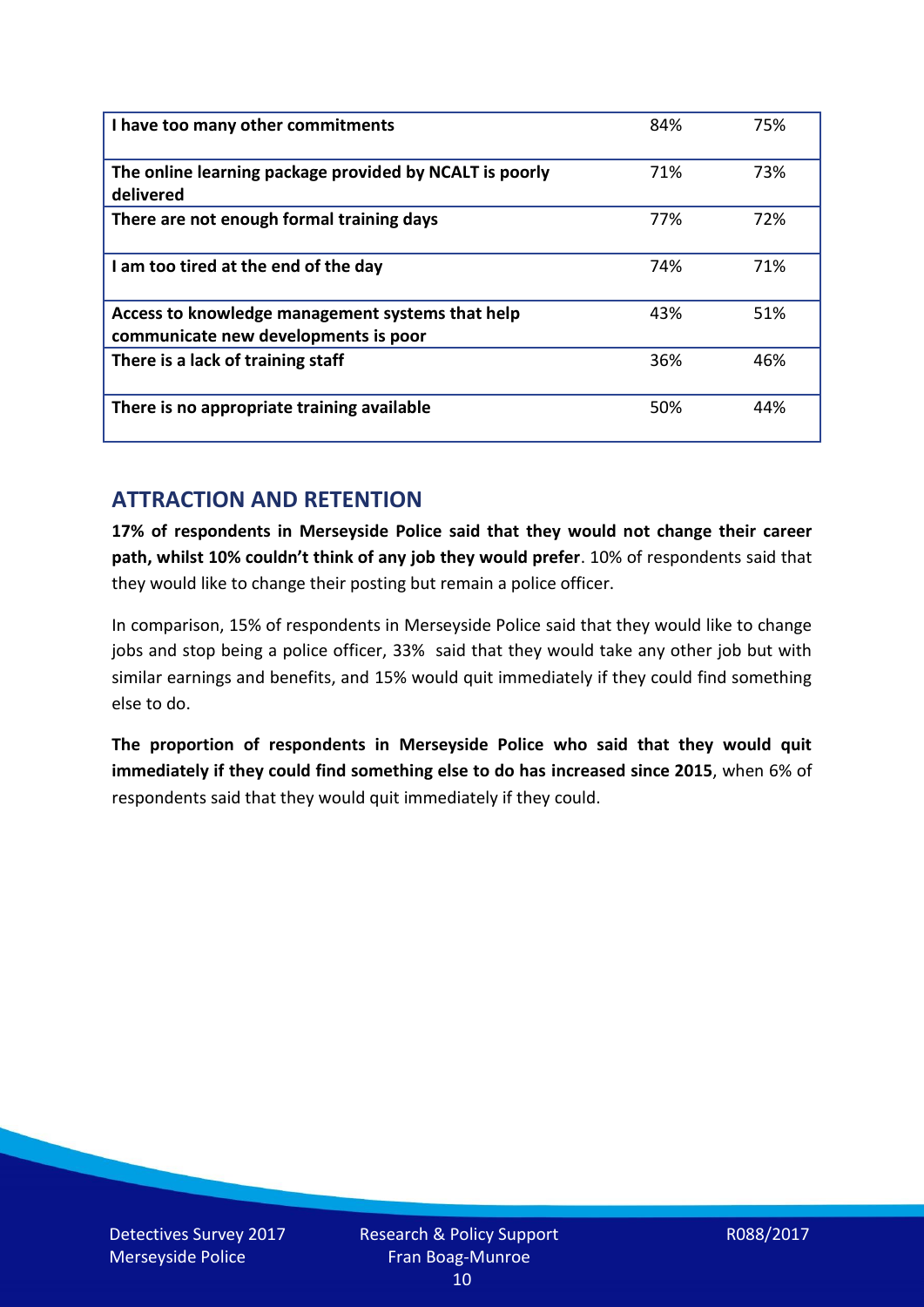| | | |
|---|---|---|
| **I have too many other commitments** | 84% | 75% |
| **The online learning package provided by NCALT is poorly delivered** | 71% | 73% |
| **There are not enough formal training days** | 77% | 72% |
| **I am too tired at the end of the day** | 74% | 71% |
| **Access to knowledge management systems that help communicate new developments is poor** | 43% | 51% |
| **There is a lack of training staff** | 36% | 46% |
| **There is no appropriate training available** | 50% | 44% |

## ATTRACTION AND RETENTION

**17% of respondents in Merseyside Police said that they would not change their career path, whilst 10% couldn't think of any job they would prefer**. 10% of respondents said that they would like to change their posting but remain a police officer.

In comparison, 15% of respondents in Merseyside Police said that they would like to change jobs and stop being a police officer, 33% said that they would take any other job but with similar earnings and benefits, and 15% would quit immediately if they could find something else to do.

**The proportion of respondents in Merseyside Police who said that they would quit immediately if they could find something else to do has increased since 2015**, when 6% of respondents said that they would quit immediately if they could.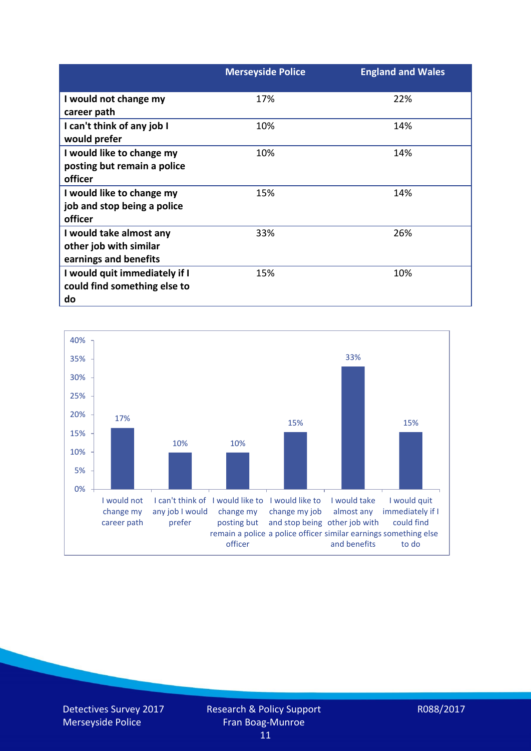| | Merseyside Police | England and Wales |
|---|---|---|
| I would not change my career path | 17% | 22% |
| I can't think of any job I would prefer | 10% | 14% |
| I would like to change my posting but remain a police officer | 10% | 14% |
| I would like to change my job and stop being a police officer | 15% | 14% |
| I would take almost any other job with similar earnings and benefits | 33% | 26% |
| I would quit immediately if I could find something else to do | 15% | 10% |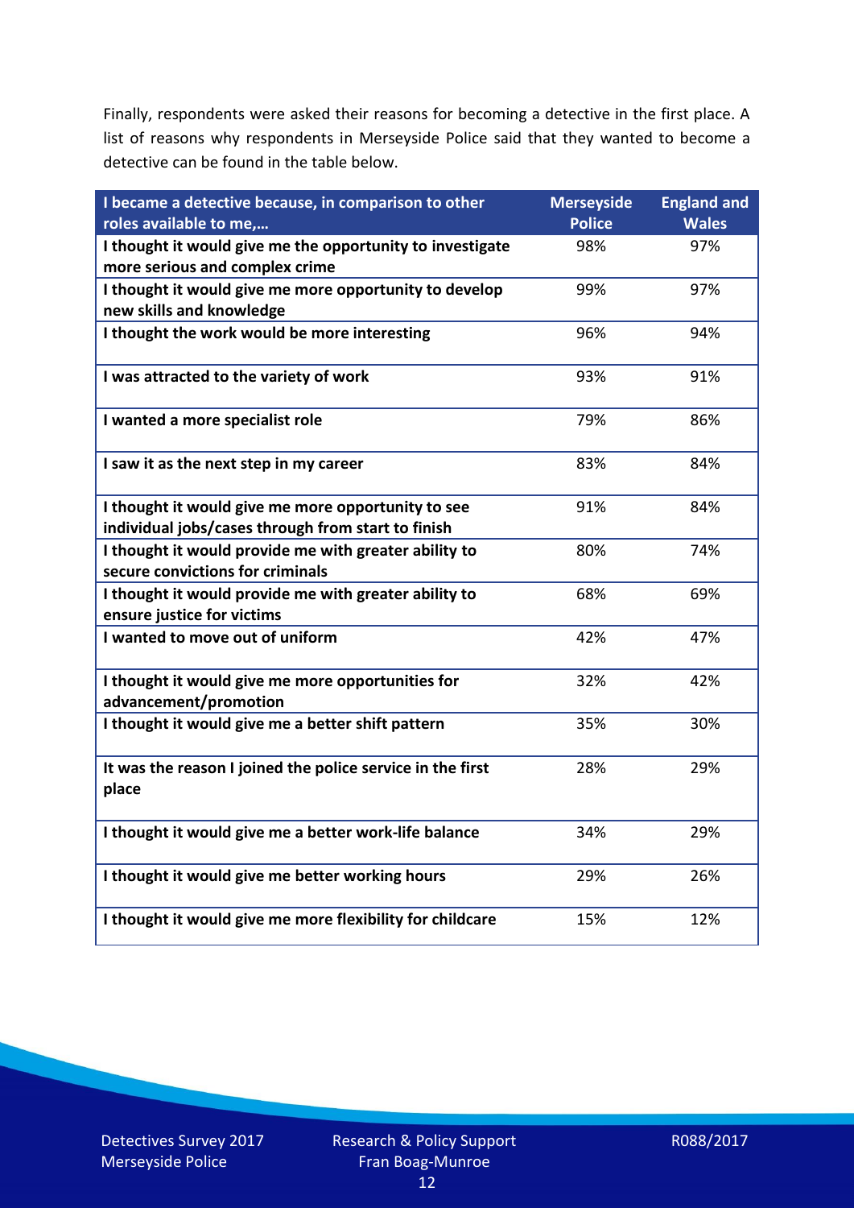Finally, respondents were asked their reasons for becoming a detective in the first place. A list of reasons why respondents in Merseyside Police said that they wanted to become a detective can be found in the table below.

| I became a detective because, in comparison to other roles available to me,… | Merseyside Police | England and Wales |
|---|---|---|
| I thought it would give me the opportunity to investigate more serious and complex crime | 98% | 97% |
| I thought it would give me more opportunity to develop new skills and knowledge | 99% | 97% |
| I thought the work would be more interesting | 96% | 94% |
| I was attracted to the variety of work | 93% | 91% |
| I wanted a more specialist role | 79% | 86% |
| I saw it as the next step in my career | 83% | 84% |
| I thought it would give me more opportunity to see individual jobs/cases through from start to finish | 91% | 84% |
| I thought it would provide me with greater ability to secure convictions for criminals | 80% | 74% |
| I thought it would provide me with greater ability to ensure justice for victims | 68% | 69% |
| I wanted to move out of uniform | 42% | 47% |
| I thought it would give me more opportunities for advancement/promotion | 32% | 42% |
| I thought it would give me a better shift pattern | 35% | 30% |
| It was the reason I joined the police service in the first place | 28% | 29% |
| I thought it would give me a better work-life balance | 34% | 29% |
| I thought it would give me better working hours | 29% | 26% |
| I thought it would give me more flexibility for childcare | 15% | 12% |